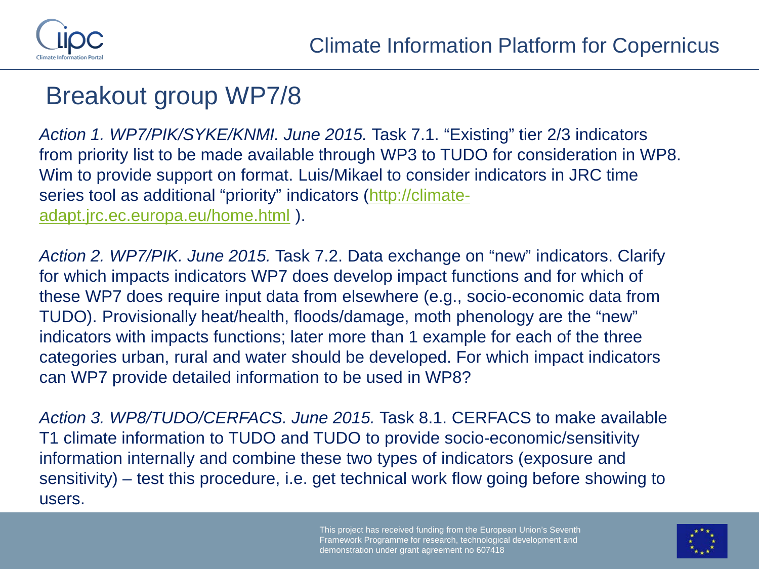# Breakout group WP7/8

*Action 1. WP7/PIK/SYKE/KNMI. June 2015.* Task 7.1. "Existing" tier 2/3 indicators from priority list to be made available through WP3 to TUDO for consideration in WP8. Wim to provide support on format. Luis/Mikael to consider indicators in JRC time series tool as additional "priority" indicators ([http://climate-adapt.jrc.ec.europa.eu/home.html](http://climate-adapt.jrc.ec.europa.eu/home.html) ).

*Action 2. WP7/PIK. June 2015.* Task 7.2. Data exchange on "new" indicators. Clarify for which impacts indicators WP7 does develop impact functions and for which of these WP7 does require input data from elsewhere (e.g., socio-economic data from TUDO). Provisionally heat/health, floods/damage, moth phenology are the "new" indicators with impacts functions; later more than 1 example for each of the three categories urban, rural and water should be developed. For which impact indicators can WP7 provide detailed information to be used in WP8?

*Action 3. WP8/TUDO/CERFACS. June 2015.* Task 8.1. CERFACS to make available T1 climate information to TUDO and TUDO to provide socio-economic/sensitivity information internally and combine these two types of indicators (exposure and sensitivity) – test this procedure, i.e. get technical work flow going before showing to users.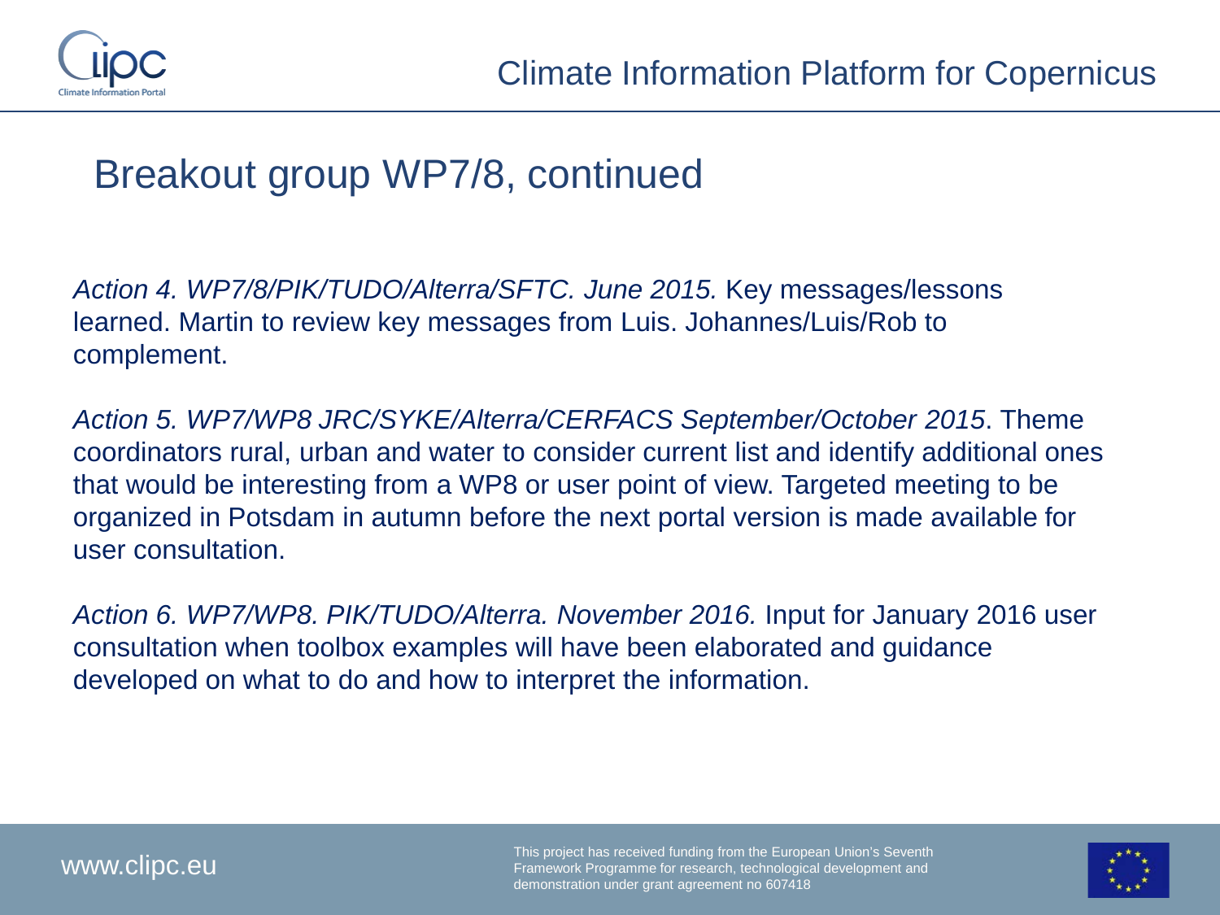# Breakout group WP7/8, continued

*Action 4. WP7/8/PIK/TUDO/Alterra/SFTC. June 2015.* Key messages/lessons learned. Martin to review key messages from Luis. Johannes/Luis/Rob to complement.

*Action 5. WP7/WP8 JRC/SYKE/Alterra/CERFACS September/October 2015*. Theme coordinators rural, urban and water to consider current list and identify additional ones that would be interesting from a WP8 or user point of view. Targeted meeting to be organized in Potsdam in autumn before the next portal version is made available for user consultation.

*Action 6. WP7/WP8. PIK/TUDO/Alterra. November 2016.* Input for January 2016 user consultation when toolbox examples will have been elaborated and guidance developed on what to do and how to interpret the information.